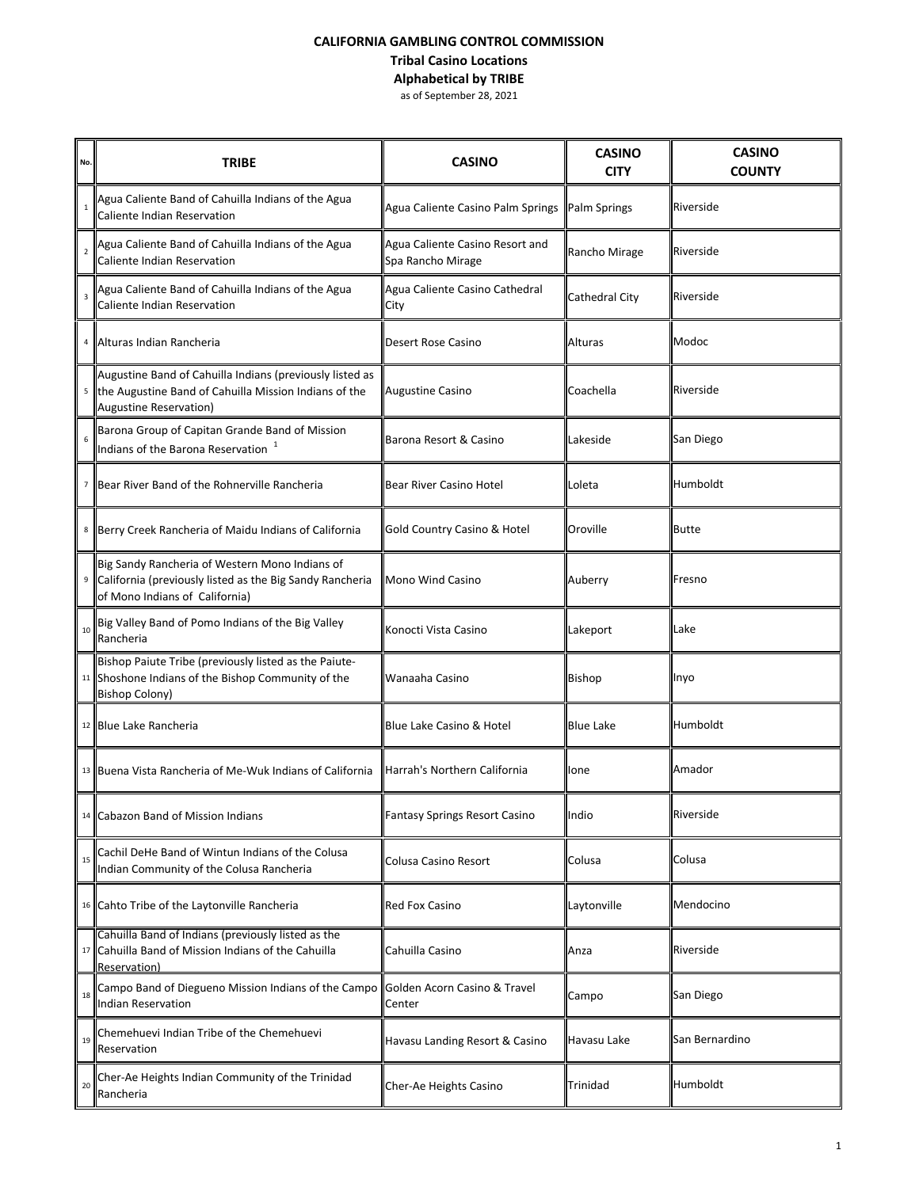**CALIFORNIA GAMBLING CONTROL COMMISSION**

**Tribal Casino Locations**

**Alphabetical by TRIBE**

as of September 28, 2021

| No. | TRIBE | CASINO | CASINO CITY | CASINO COUNTY |
|---|---|---|---|---|
| 1 | Agua Caliente Band of Cahuilla Indians of the Agua Caliente Indian Reservation | Agua Caliente Casino Palm Springs | Palm Springs | Riverside |
| 2 | Agua Caliente Band of Cahuilla Indians of the Agua Caliente Indian Reservation | Agua Caliente Casino Resort and Spa Rancho Mirage | Rancho Mirage | Riverside |
| 3 | Agua Caliente Band of Cahuilla Indians of the Agua Caliente Indian Reservation | Agua Caliente Casino Cathedral City | Cathedral City | Riverside |
| 4 | Alturas Indian Rancheria | Desert Rose Casino | Alturas | Modoc |
| 5 | Augustine Band of Cahuilla Indians (previously listed as the Augustine Band of Cahuilla Mission Indians of the Augustine Reservation) | Augustine Casino | Coachella | Riverside |
| 6 | Barona Group of Capitan Grande Band of Mission Indians of the Barona Reservation [1] | Barona Resort & Casino | Lakeside | San Diego |
| 7 | Bear River Band of the Rohnerville Rancheria | Bear River Casino Hotel | Loleta | Humboldt |
| 8 | Berry Creek Rancheria of Maidu Indians of California | Gold Country Casino & Hotel | Oroville | Butte |
| 9 | Big Sandy Rancheria of Western Mono Indians of California (previously listed as the Big Sandy Rancheria of Mono Indians of California) | Mono Wind Casino | Auberry | Fresno |
| 10 | Big Valley Band of Pomo Indians of the Big Valley Rancheria | Konocti Vista Casino | Lakeport | Lake |
| 11 | Bishop Paiute Tribe (previously listed as the Paiute-Shoshone Indians of the Bishop Community of the Bishop Colony) | Wanaaha Casino | Bishop | Inyo |
| 12 | Blue Lake Rancheria | Blue Lake Casino & Hotel | Blue Lake | Humboldt |
| 13 | Buena Vista Rancheria of Me-Wuk Indians of California | Harrah's Northern California | Ione | Amador |
| 14 | Cabazon Band of Mission Indians | Fantasy Springs Resort Casino | Indio | Riverside |
| 15 | Cachil DeHe Band of Wintun Indians of the Colusa Indian Community of the Colusa Rancheria | Colusa Casino Resort | Colusa | Colusa |
| 16 | Cahto Tribe of the Laytonville Rancheria | Red Fox Casino | Laytonville | Mendocino |
| 17 | Cahuilla Band of Indians (previously listed as the Cahuilla Band of Mission Indians of the Cahuilla Reservation) | Cahuilla Casino | Anza | Riverside |
| 18 | Campo Band of Diegueno Mission Indians of the Campo Indian Reservation | Golden Acorn Casino & Travel Center | Campo | San Diego |
| 19 | Chemehuevi Indian Tribe of the Chemehuevi Reservation | Havasu Landing Resort & Casino | Havasu Lake | San Bernardino |
| 20 | Cher-Ae Heights Indian Community of the Trinidad Rancheria | Cher-Ae Heights Casino | Trinidad | Humboldt |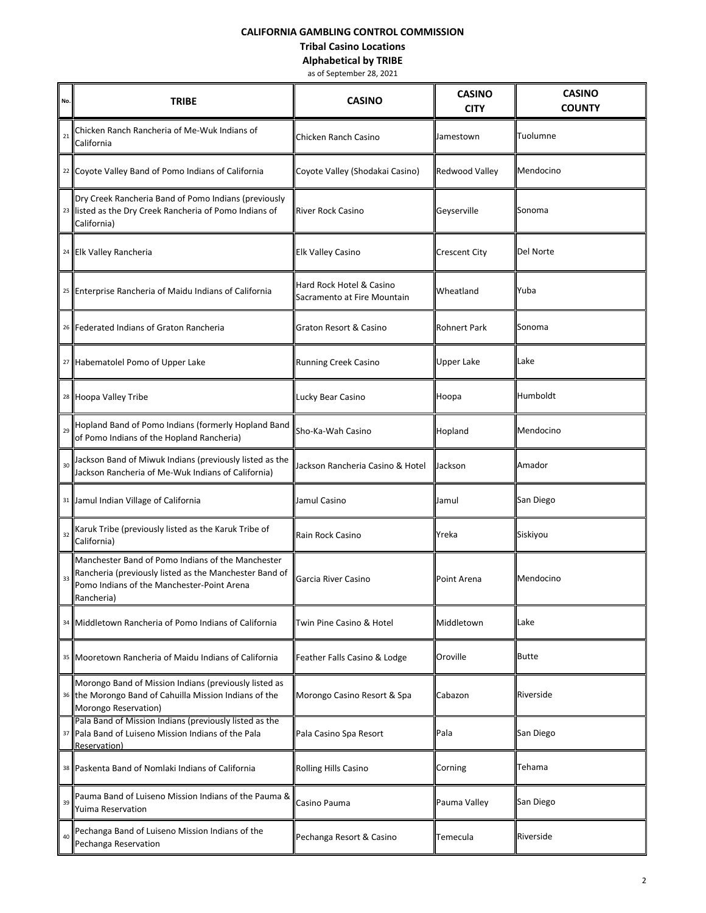**CALIFORNIA GAMBLING CONTROL COMMISSION**

**Tribal Casino Locations**

**Alphabetical by TRIBE**

as of September 28, 2021

| No. | TRIBE | CASINO | CASINO CITY | CASINO COUNTY |
|---|---|---|---|---|
| 21 | Chicken Ranch Rancheria of Me-Wuk Indians of California | Chicken Ranch Casino | Jamestown | Tuolumne |
| 22 | Coyote Valley Band of Pomo Indians of California | Coyote Valley (Shodakai Casino) | Redwood Valley | Mendocino |
| 23 | Dry Creek Rancheria Band of Pomo Indians (previously listed as the Dry Creek Rancheria of Pomo Indians of California) | River Rock Casino | Geyserville | Sonoma |
| 24 | Elk Valley Rancheria | Elk Valley Casino | Crescent City | Del Norte |
| 25 | Enterprise Rancheria of Maidu Indians of California | Hard Rock Hotel & Casino Sacramento at Fire Mountain | Wheatland | Yuba |
| 26 | Federated Indians of Graton Rancheria | Graton Resort & Casino | Rohnert Park | Sonoma |
| 27 | Habematolel Pomo of Upper Lake | Running Creek Casino | Upper Lake | Lake |
| 28 | Hoopa Valley Tribe | Lucky Bear Casino | Hoopa | Humboldt |
| 29 | Hopland Band of Pomo Indians (formerly Hopland Band of Pomo Indians of the Hopland Rancheria) | Sho-Ka-Wah Casino | Hopland | Mendocino |
| 30 | Jackson Band of Miwuk Indians (previously listed as the Jackson Rancheria of Me-Wuk Indians of California) | Jackson Rancheria Casino & Hotel | Jackson | Amador |
| 31 | Jamul Indian Village of California | Jamul Casino | Jamul | San Diego |
| 32 | Karuk Tribe (previously listed as the Karuk Tribe of California) | Rain Rock Casino | Yreka | Siskiyou |
| 33 | Manchester Band of Pomo Indians of the Manchester Rancheria (previously listed as the Manchester Band of Pomo Indians of the Manchester-Point Arena Rancheria) | Garcia River Casino | Point Arena | Mendocino |
| 34 | Middletown Rancheria of Pomo Indians of California | Twin Pine Casino & Hotel | Middletown | Lake |
| 35 | Mooretown Rancheria of Maidu Indians of California | Feather Falls Casino & Lodge | Oroville | Butte |
| 36 | Morongo Band of Mission Indians (previously listed as the Morongo Band of Cahuilla Mission Indians of the Morongo Reservation) | Morongo Casino Resort & Spa | Cabazon | Riverside |
| 37 | Pala Band of Mission Indians (previously listed as the Pala Band of Luiseno Mission Indians of the Pala Reservation) | Pala Casino Spa Resort | Pala | San Diego |
| 38 | Paskenta Band of Nomlaki Indians of California | Rolling Hills Casino | Corning | Tehama |
| 39 | Pauma Band of Luiseno Mission Indians of the Pauma & Yuima Reservation | Casino Pauma | Pauma Valley | San Diego |
| 40 | Pechanga Band of Luiseno Mission Indians of the Pechanga Reservation | Pechanga Resort & Casino | Temecula | Riverside |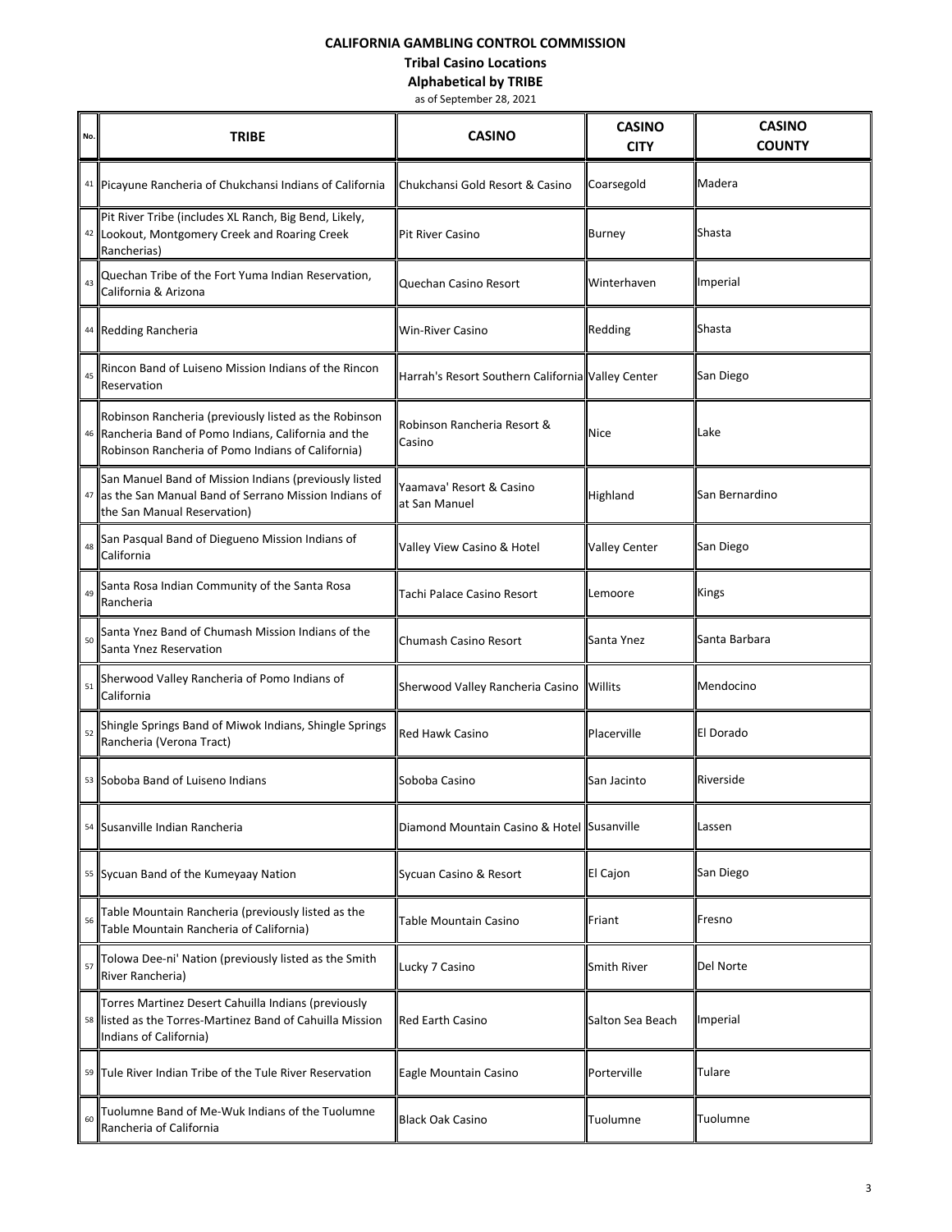**CALIFORNIA GAMBLING CONTROL COMMISSION**

**Tribal Casino Locations**

**Alphabetical by TRIBE**

as of September 28, 2021

| No. | TRIBE | CASINO | CASINO CITY | CASINO COUNTY |
|---|---|---|---|---|
| 41 | Picayune Rancheria of Chukchansi Indians of California | Chukchansi Gold Resort & Casino | Coarsegold | Madera |
| 42 | Pit River Tribe (includes XL Ranch, Big Bend, Likely, Lookout, Montgomery Creek and Roaring Creek Rancherias) | Pit River Casino | Burney | Shasta |
| 43 | Quechan Tribe of the Fort Yuma Indian Reservation, California & Arizona | Quechan Casino Resort | Winterhaven | Imperial |
| 44 | Redding Rancheria | Win-River Casino | Redding | Shasta |
| 45 | Rincon Band of Luiseno Mission Indians of the Rincon Reservation | Harrah's Resort Southern California | Valley Center | San Diego |
| 46 | Robinson Rancheria (previously listed as the Robinson Rancheria Band of Pomo Indians, California and the Robinson Rancheria of Pomo Indians of California) | Robinson Rancheria Resort & Casino | Nice | Lake |
| 47 | San Manuel Band of Mission Indians (previously listed as the San Manual Band of Serrano Mission Indians of the San Manual Reservation) | Yaamava' Resort & Casino at San Manuel | Highland | San Bernardino |
| 48 | San Pasqual Band of Diegueno Mission Indians of California | Valley View Casino & Hotel | Valley Center | San Diego |
| 49 | Santa Rosa Indian Community of the Santa Rosa Rancheria | Tachi Palace Casino Resort | Lemoore | Kings |
| 50 | Santa Ynez Band of Chumash Mission Indians of the Santa Ynez Reservation | Chumash Casino Resort | Santa Ynez | Santa Barbara |
| 51 | Sherwood Valley Rancheria of Pomo Indians of California | Sherwood Valley Rancheria Casino | Willits | Mendocino |
| 52 | Shingle Springs Band of Miwok Indians, Shingle Springs Rancheria (Verona Tract) | Red Hawk Casino | Placerville | El Dorado |
| 53 | Soboba Band of Luiseno Indians | Soboba Casino | San Jacinto | Riverside |
| 54 | Susanville Indian Rancheria | Diamond Mountain Casino & Hotel | Susanville | Lassen |
| 55 | Sycuan Band of the Kumeyaay Nation | Sycuan Casino & Resort | El Cajon | San Diego |
| 56 | Table Mountain Rancheria (previously listed as the Table Mountain Rancheria of California) | Table Mountain Casino | Friant | Fresno |
| 57 | Tolowa Dee-ni' Nation (previously listed as the Smith River Rancheria) | Lucky 7 Casino | Smith River | Del Norte |
| 58 | Torres Martinez Desert Cahuilla Indians (previously listed as the Torres-Martinez Band of Cahuilla Mission Indians of California) | Red Earth Casino | Salton Sea Beach | Imperial |
| 59 | Tule River Indian Tribe of the Tule River Reservation | Eagle Mountain Casino | Porterville | Tulare |
| 60 | Tuolumne Band of Me-Wuk Indians of the Tuolumne Rancheria of California | Black Oak Casino | Tuolumne | Tuolumne |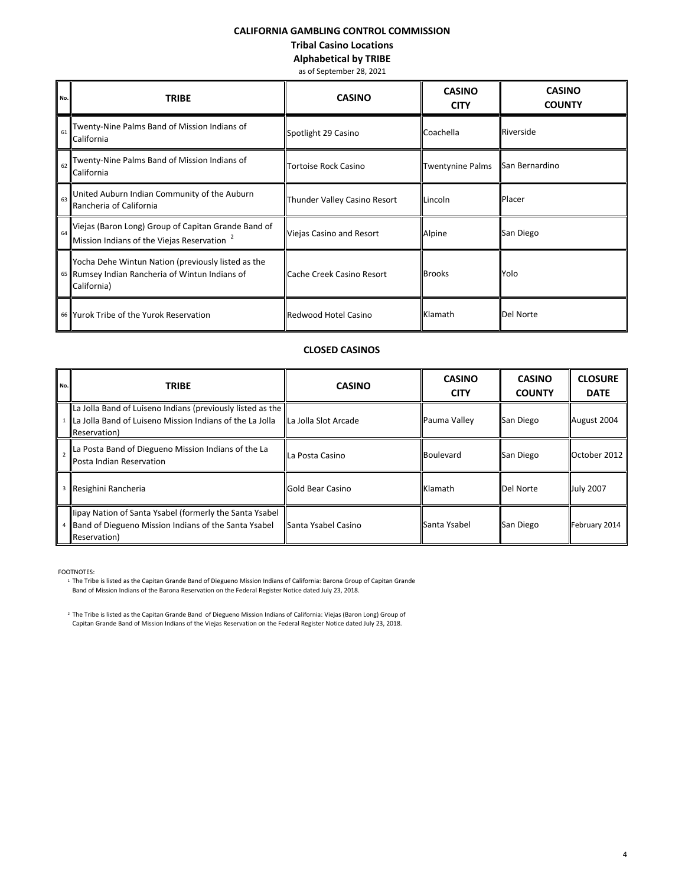**CALIFORNIA GAMBLING CONTROL COMMISSION**

**Tribal Casino Locations**

**Alphabetical by TRIBE**

as of September 28, 2021

| No. | TRIBE | CASINO | CASINO CITY | CASINO COUNTY |
|---|---|---|---|---|
| 61 | Twenty-Nine Palms Band of Mission Indians of California | Spotlight 29 Casino | Coachella | Riverside |
| 62 | Twenty-Nine Palms Band of Mission Indians of California | Tortoise Rock Casino | Twentynine Palms | San Bernardino |
| 63 | United Auburn Indian Community of the Auburn Rancheria of California | Thunder Valley Casino Resort | Lincoln | Placer |
| 64 | Viejas (Baron Long) Group of Capitan Grande Band of Mission Indians of the Viejas Reservation [2] | Viejas Casino and Resort | Alpine | San Diego |
| 65 | Yocha Dehe Wintun Nation (previously listed as the Rumsey Indian Rancheria of Wintun Indians of California) | Cache Creek Casino Resort | Brooks | Yolo |
| 66 | Yurok Tribe of the Yurok Reservation | Redwood Hotel Casino | Klamath | Del Norte |

**CLOSED CASINOS**

| No. | TRIBE | CASINO | CASINO CITY | CASINO COUNTY | CLOSURE DATE |
|---|---|---|---|---|---|
| 1 | La Jolla Band of Luiseno Indians (previously listed as the La Jolla Band of Luiseno Mission Indians of the La Jolla Reservation) | La Jolla Slot Arcade | Pauma Valley | San Diego | August 2004 |
| 2 | La Posta Band of Diegueno Mission Indians of the La Posta Indian Reservation | La Posta Casino | Boulevard | San Diego | October 2012 |
| 3 | Resighini Rancheria | Gold Bear Casino | Klamath | Del Norte | July 2007 |
| 4 | Iipay Nation of Santa Ysabel (formerly the Santa Ysabel Band of Diegueno Mission Indians of the Santa Ysabel Reservation) | Santa Ysabel Casino | Santa Ysabel | San Diego | February 2014 |

FOOTNOTES:

[1] The Tribe is listed as the Capitan Grande Band of Diegueno Mission Indians of California: Barona Group of Capitan Grande Band of Mission Indians of the Barona Reservation on the Federal Register Notice dated July 23, 2018.

[2] The Tribe is listed as the Capitan Grande Band of Diegueno Mission Indians of California: Viejas (Baron Long) Group of Capitan Grande Band of Mission Indians of the Viejas Reservation on the Federal Register Notice dated July 23, 2018.